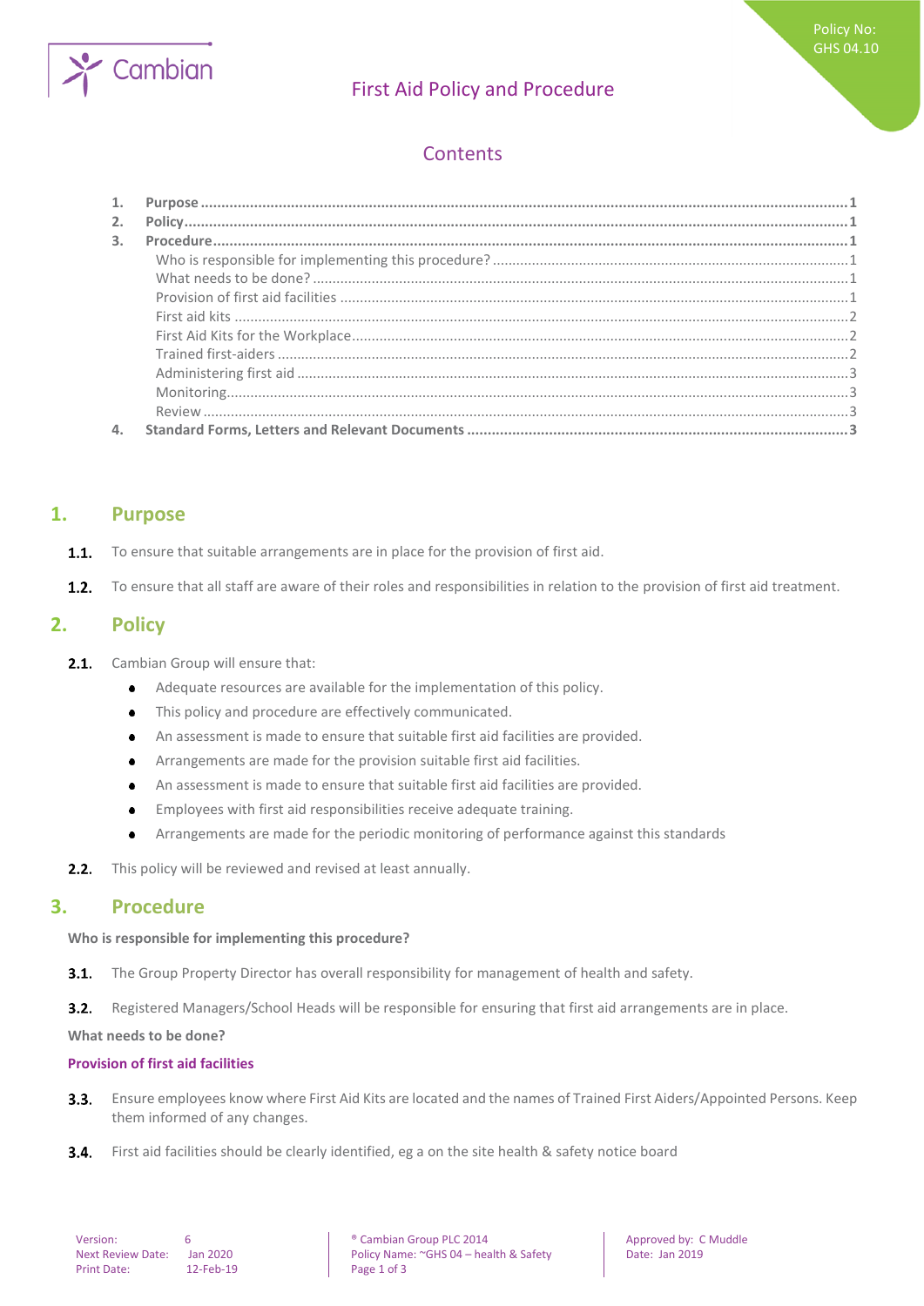# First Aid Policy and Procedure

Policy No: GHS 04.10

## Contents

1. Purpose ........................................ 1
2. Policy ........................................ 1
3. Procedure ........................................ 1
   - Who is responsible for implementing this procedure? ........................................ 1
   - What needs to be done? ........................................ 1
   - Provision of first aid facilities ........................................ 1
   - First aid kits ........................................ 2
   - First Aid Kits for the Workplace ........................................ 2
   - Trained first-aiders ........................................ 2
   - Administering first aid ........................................ 3
   - Monitoring ........................................ 3
   - Review ........................................ 3
4. Standard Forms, Letters and Relevant Documents ........................................ 3

## 1. Purpose

**1.1.** To ensure that suitable arrangements are in place for the provision of first aid.

**1.2.** To ensure that all staff are aware of their roles and responsibilities in relation to the provision of first aid treatment.

## 2. Policy

**2.1.** Cambian Group will ensure that:

- Adequate resources are available for the implementation of this policy.
- This policy and procedure are effectively communicated.
- An assessment is made to ensure that suitable first aid facilities are provided.
- Arrangements are made for the provision suitable first aid facilities.
- An assessment is made to ensure that suitable first aid facilities are provided.
- Employees with first aid responsibilities receive adequate training.
- Arrangements are made for the periodic monitoring of performance against this standards

**2.2.** This policy will be reviewed and revised at least annually.

## 3. Procedure

**Who is responsible for implementing this procedure?**

**3.1.** The Group Property Director has overall responsibility for management of health and safety.

**3.2.** Registered Managers/School Heads will be responsible for ensuring that first aid arrangements are in place.

**What needs to be done?**

**Provision of first aid facilities**

**3.3.** Ensure employees know where First Aid Kits are located and the names of Trained First Aiders/Appointed Persons. Keep them informed of any changes.

**3.4.** First aid facilities should be clearly identified, eg a on the site health & safety notice board

| | | |
|---|---|---|
| Version: 6 | ® Cambian Group PLC 2014 | Approved by: C Muddle |
| Next Review Date: Jan 2020 | Policy Name: ~GHS 04 – health & Safety | Date: Jan 2019 |
| Print Date: 12-Feb-19 | | |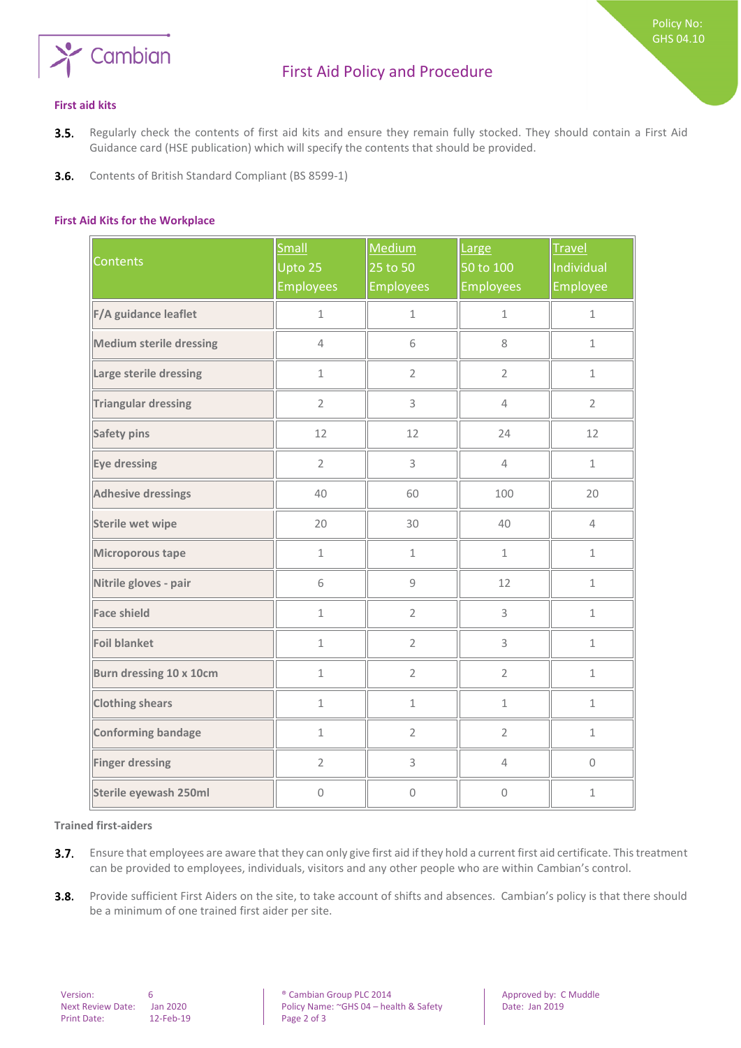### First aid kits

**3.5.** Regularly check the contents of first aid kits and ensure they remain fully stocked. They should contain a First Aid Guidance card (HSE publication) which will specify the contents that should be provided.

**3.6.** Contents of British Standard Compliant (BS 8599-1)

### First Aid Kits for the Workplace

| Contents | Small Upto 25 Employees | Medium 25 to 50 Employees | Large 50 to 100 Employees | Travel Individual Employee |
|---|---|---|---|---|
| **F/A guidance leaflet** | 1 | 1 | 1 | 1 |
| **Medium sterile dressing** | 4 | 6 | 8 | 1 |
| **Large sterile dressing** | 1 | 2 | 2 | 1 |
| **Triangular dressing** | 2 | 3 | 4 | 2 |
| **Safety pins** | 12 | 12 | 24 | 12 |
| **Eye dressing** | 2 | 3 | 4 | 1 |
| **Adhesive dressings** | 40 | 60 | 100 | 20 |
| **Sterile wet wipe** | 20 | 30 | 40 | 4 |
| **Microporous tape** | 1 | 1 | 1 | 1 |
| **Nitrile gloves - pair** | 6 | 9 | 12 | 1 |
| **Face shield** | 1 | 2 | 3 | 1 |
| **Foil blanket** | 1 | 2 | 3 | 1 |
| **Burn dressing 10 x 10cm** | 1 | 2 | 2 | 1 |
| **Clothing shears** | 1 | 1 | 1 | 1 |
| **Conforming bandage** | 1 | 2 | 2 | 1 |
| **Finger dressing** | 2 | 3 | 4 | 0 |
| **Sterile eyewash 250ml** | 0 | 0 | 0 | 1 |

**Trained first-aiders**

**3.7.** Ensure that employees are aware that they can only give first aid if they hold a current first aid certificate. This treatment can be provided to employees, individuals, visitors and any other people who are within Cambian's control.

**3.8.** Provide sufficient First Aiders on the site, to take account of shifts and absences. Cambian's policy is that there should be a minimum of one trained first aider per site.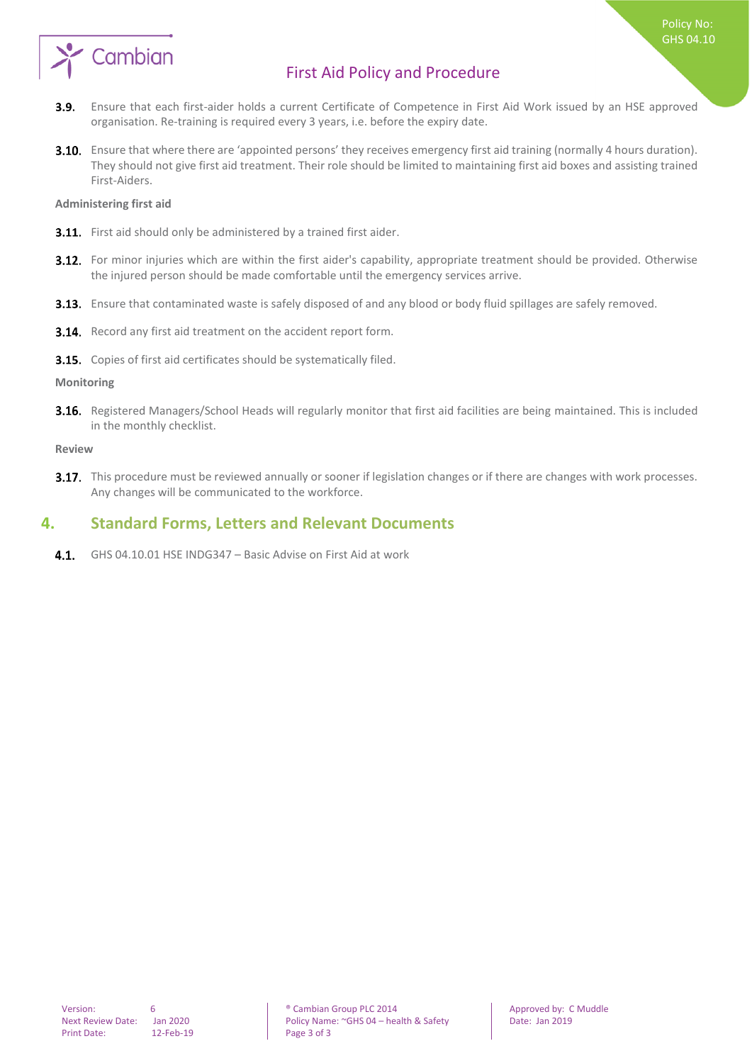**3.9.** Ensure that each first-aider holds a current Certificate of Competence in First Aid Work issued by an HSE approved organisation. Re-training is required every 3 years, i.e. before the expiry date.

**3.10.** Ensure that where there are 'appointed persons' they receives emergency first aid training (normally 4 hours duration). They should not give first aid treatment. Their role should be limited to maintaining first aid boxes and assisting trained First-Aiders.

**Administering first aid**

**3.11.** First aid should only be administered by a trained first aider.

**3.12.** For minor injuries which are within the first aider's capability, appropriate treatment should be provided. Otherwise the injured person should be made comfortable until the emergency services arrive.

**3.13.** Ensure that contaminated waste is safely disposed of and any blood or body fluid spillages are safely removed.

**3.14.** Record any first aid treatment on the accident report form.

**3.15.** Copies of first aid certificates should be systematically filed.

**Monitoring**

**3.16.** Registered Managers/School Heads will regularly monitor that first aid facilities are being maintained. This is included in the monthly checklist.

**Review**

**3.17.** This procedure must be reviewed annually or sooner if legislation changes or if there are changes with work processes. Any changes will be communicated to the workforce.

## 4. Standard Forms, Letters and Relevant Documents

**4.1.** GHS 04.10.01 HSE INDG347 – Basic Advise on First Aid at work